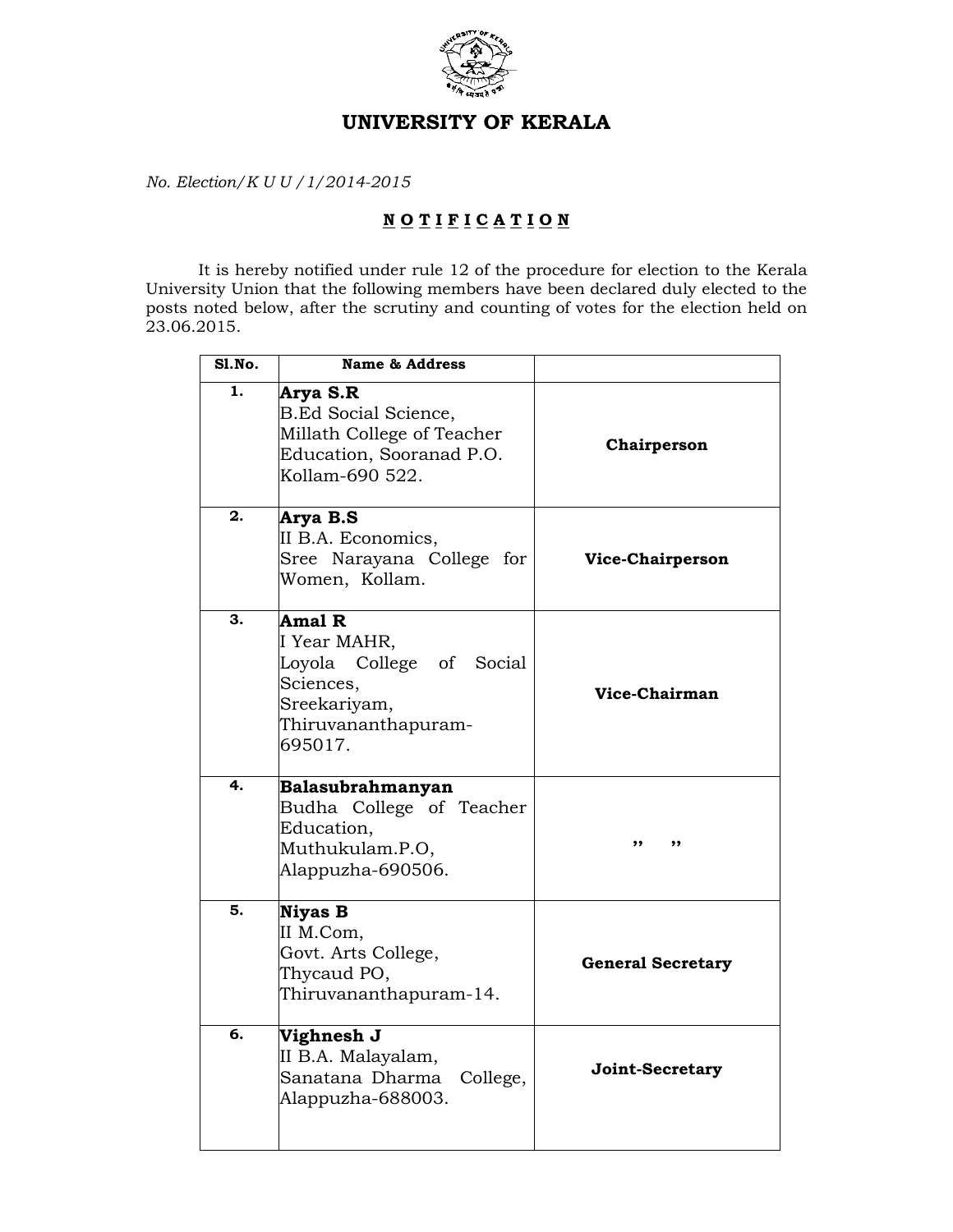# UNIVERSITY OF KERALA

*No. Election/K U U / 1/2014-2015*

## N O T I F I C A T I O N

It is hereby notified under rule 12 of the procedure for election to the Kerala University Union that the following members have been declared duly elected to the posts noted below, after the scrutiny and counting of votes for the election held on 23.06.2015.

| Sl.No. | Name & Address | |
|---|---|---|
| 1. | **Arya S.R** B.Ed Social Science, Millath College of Teacher Education, Sooranad P.O. Kollam-690 522. | **Chairperson** |
| 2. | **Arya B.S** II B.A. Economics, Sree Narayana College for Women, Kollam. | **Vice-Chairperson** |
| 3. | **Amal R** I Year MAHR, Loyola College of Social Sciences, Sreekariyam, Thiruvananthapuram-695017. | **Vice-Chairman** |
| 4. | **Balasubrahmanyan** Budha College of Teacher Education, Muthukulam.P.O, Alappuzha-690506. | **,, ,,** |
| 5. | **Niyas B** II M.Com, Govt. Arts College, Thycaud PO, Thiruvananthapuram-14. | **General Secretary** |
| 6. | **Vighnesh J** II B.A. Malayalam, Sanatana Dharma College, Alappuzha-688003. | **Joint-Secretary** |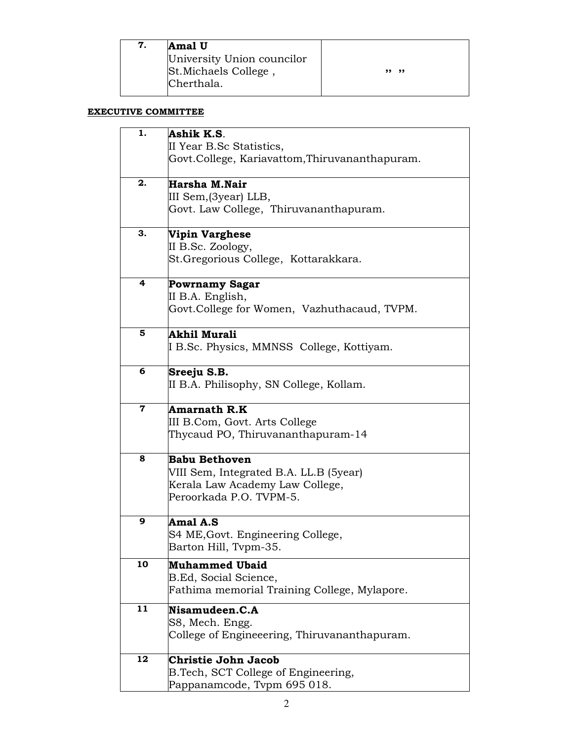| 7. | **Amal U**<br>University Union councilor<br>St.Michaels College ,<br>Cherthala. | ,, ,, |
|---|---|---|

**EXECUTIVE COMMITTEE**

| 1. | **Ashik K.S**.<br>II Year B.Sc Statistics,<br>Govt.College, Kariavattom,Thiruvananthapuram. |
|---|---|
| 2. | **Harsha M.Nair**<br>III Sem,(3year) LLB,<br>Govt. Law College, Thiruvananthapuram. |
| 3. | **Vipin Varghese**<br>II B.Sc. Zoology,<br>St.Gregorious College, Kottarakkara. |
| 4 | **Powrnamy Sagar**<br>II B.A. English,<br>Govt.College for Women, Vazhuthacaud, TVPM. |
| 5 | **Akhil Murali**<br>I B.Sc. Physics, MMNSS College, Kottiyam. |
| 6 | **Sreeju S.B.**<br>II B.A. Philisophy, SN College, Kollam. |
| 7 | **Amarnath R.K**<br>III B.Com, Govt. Arts College<br>Thycaud PO, Thiruvananthapuram-14 |
| 8 | **Babu Bethoven**<br>VIII Sem, Integrated B.A. LL.B (5year)<br>Kerala Law Academy Law College,<br>Peroorkada P.O. TVPM-5. |
| 9 | **Amal A.S**<br>S4 ME,Govt. Engineering College,<br>Barton Hill, Tvpm-35. |
| 10 | **Muhammed Ubaid**<br>B.Ed, Social Science,<br>Fathima memorial Training College, Mylapore. |
| 11 | **Nisamudeen.C.A**<br>S8, Mech. Engg.<br>College of Engineeering, Thiruvananthapuram. |
| 12 | **Christie John Jacob**<br>B.Tech, SCT College of Engineering,<br>Pappanamcode, Tvpm 695 018. |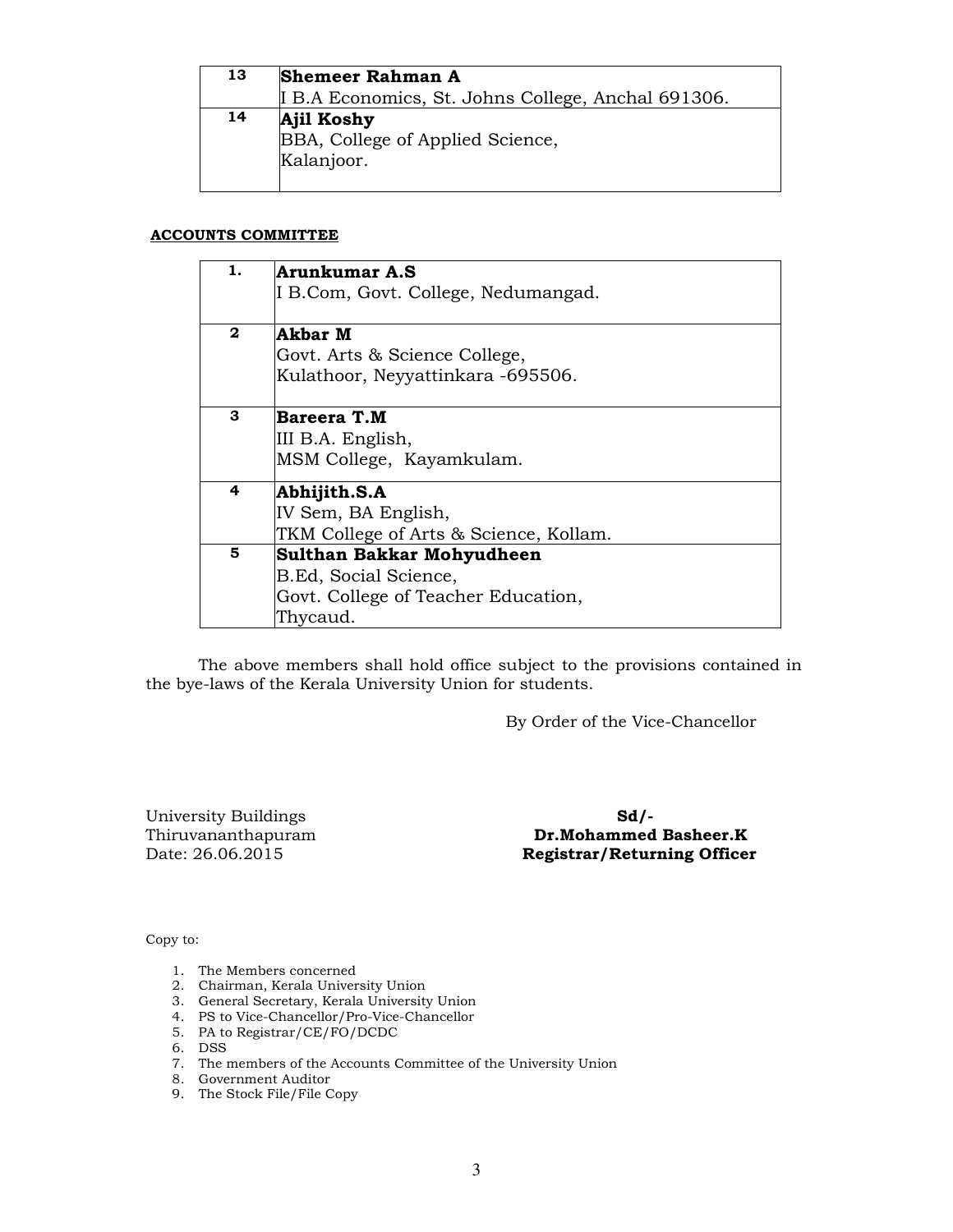| | |
|---|---|
| 13 | **Shemeer Rahman A**<br>I B.A Economics, St. Johns College, Anchal 691306. |
| 14 | **Ajil Koshy**<br>BBA, College of Applied Science,<br>Kalanjoor. |

**ACCOUNTS COMMITTEE**

| | |
|---|---|
| 1. | **Arunkumar A.S**<br>I B.Com, Govt. College, Nedumangad. |
| 2 | **Akbar M**<br>Govt. Arts & Science College,<br>Kulathoor, Neyyattinkara -695506. |
| 3 | **Bareera T.M**<br>III B.A. English,<br>MSM College, Kayamkulam. |
| 4 | **Abhijith.S.A**<br>IV Sem, BA English,<br>TKM College of Arts & Science, Kollam. |
| 5 | **Sulthan Bakkar Mohyudheen**<br>B.Ed, Social Science,<br>Govt. College of Teacher Education,<br>Thycaud. |

The above members shall hold office subject to the provisions contained in the bye-laws of the Kerala University Union for students.

By Order of the Vice-Chancellor

University Buildings
Thiruvananthapuram
Date: 26.06.2015

**Sd/-**
**Dr.Mohammed Basheer.K**
**Registrar/Returning Officer**

Copy to:

1. The Members concerned
2. Chairman, Kerala University Union
3. General Secretary, Kerala University Union
4. PS to Vice-Chancellor/Pro-Vice-Chancellor
5. PA to Registrar/CE/FO/DCDC
6. DSS
7. The members of the Accounts Committee of the University Union
8. Government Auditor
9. The Stock File/File Copy